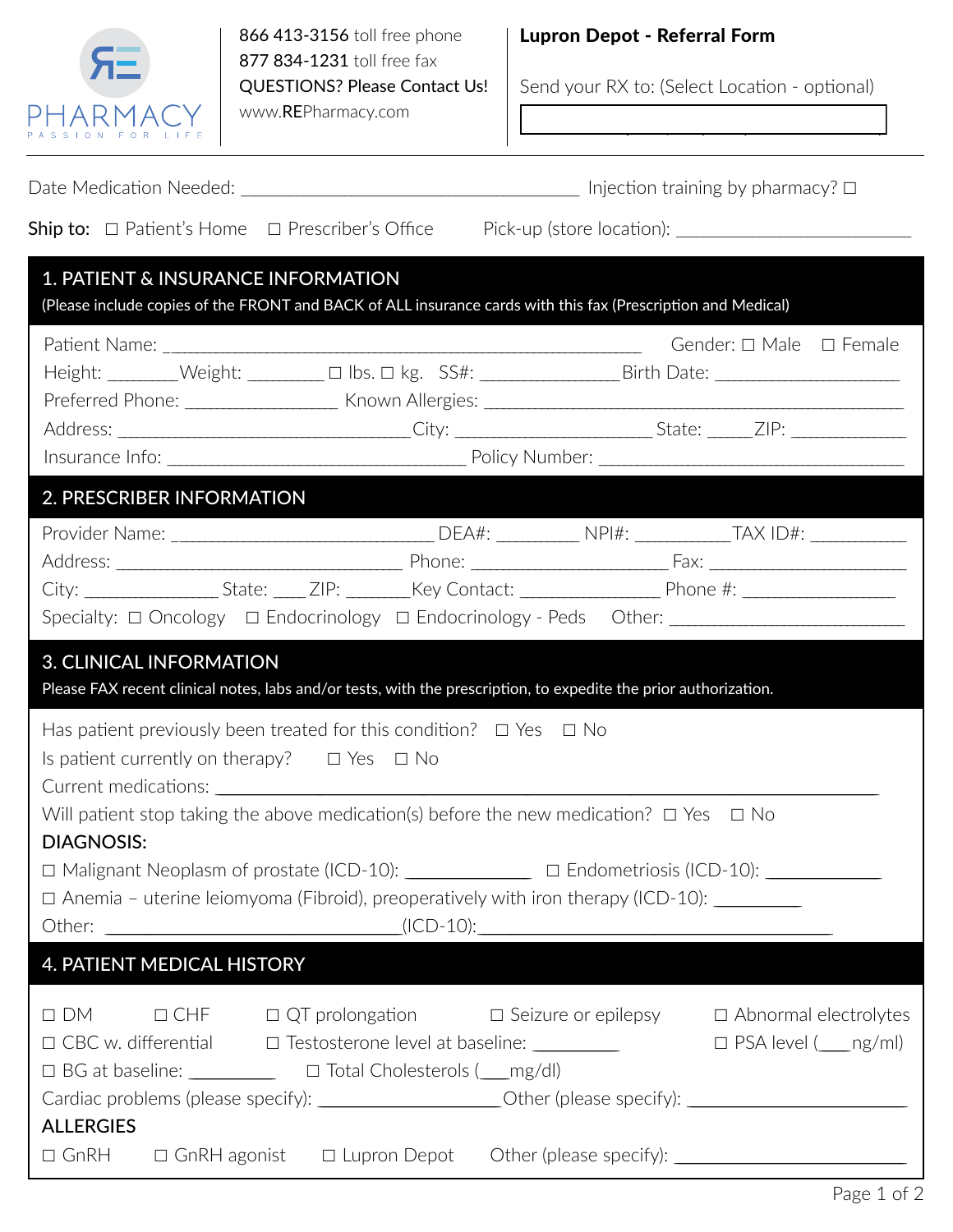RE PHARMACY
PASSION FOR LIFE

866 413-3156 toll free phone
877 834-1231 toll free fax
QUESTIONS? Please Contact Us!
www.REPharmacy.com

**Lupron Depot - Referral Form**

Send your RX to: (Select Location - optional)

Date Medication Needed: ____________________ Injection training by pharmacy? ☐

**Ship to:** ☐ Patient's Home ☐ Prescriber's Office Pick-up (store location): ____________________

## 1. PATIENT & INSURANCE INFORMATION

(Please include copies of the FRONT and BACK of ALL insurance cards with this fax (Prescription and Medical)

Patient Name: ______________________________ Gender: ☐ Male ☐ Female

Height: ________ Weight: ________ ☐ lbs. ☐ kg. SS#: ______________ Birth Date: __________________

Preferred Phone: ________________ Known Allergies: ______________________________

Address: ______________________________ City: ____________________ State: _____ ZIP: ____________

Insurance Info: ______________________________ Policy Number: ______________________________

## 2. PRESCRIBER INFORMATION

Provider Name: ____________________ DEA#: ________ NPI#: __________ TAX ID#: __________

Address: ______________________________ Phone: ____________________ Fax: ____________________

City: ______________ State: ____ ZIP: _______ Key Contact: ______________ Phone #: ________________

Specialty: ☐ Oncology ☐ Endocrinology ☐ Endocrinology - Peds Other: ____________________

## 3. CLINICAL INFORMATION

Please FAX recent clinical notes, labs and/or tests, with the prescription, to expedite the prior authorization.

Has patient previously been treated for this condition? ☐ Yes ☐ No

Is patient currently on therapy? ☐ Yes ☐ No

Current medications: ______________________________________________

Will patient stop taking the above medication(s) before the new medication? ☐ Yes ☐ No

**DIAGNOSIS:**

☐ Malignant Neoplasm of prostate (ICD-10): ____________ ☐ Endometriosis (ICD-10): ____________

☐ Anemia – uterine leiomyoma (Fibroid), preoperatively with iron therapy (ICD-10): _________

Other: ______________________________ (ICD-10): ______________________________

## 4. PATIENT MEDICAL HISTORY

☐ DM ☐ CHF ☐ QT prolongation ☐ Seizure or epilepsy ☐ Abnormal electrolytes

☐ CBC w. differential ☐ Testosterone level at baseline: _________ ☐ PSA level (___ng/ml)

☐ BG at baseline: _________ ☐ Total Cholesterols (___mg/dl)

Cardiac problems (please specify): __________________ Other (please specify): ____________________

**ALLERGIES**

☐ GnRH ☐ GnRH agonist ☐ Lupron Depot Other (please specify): ____________________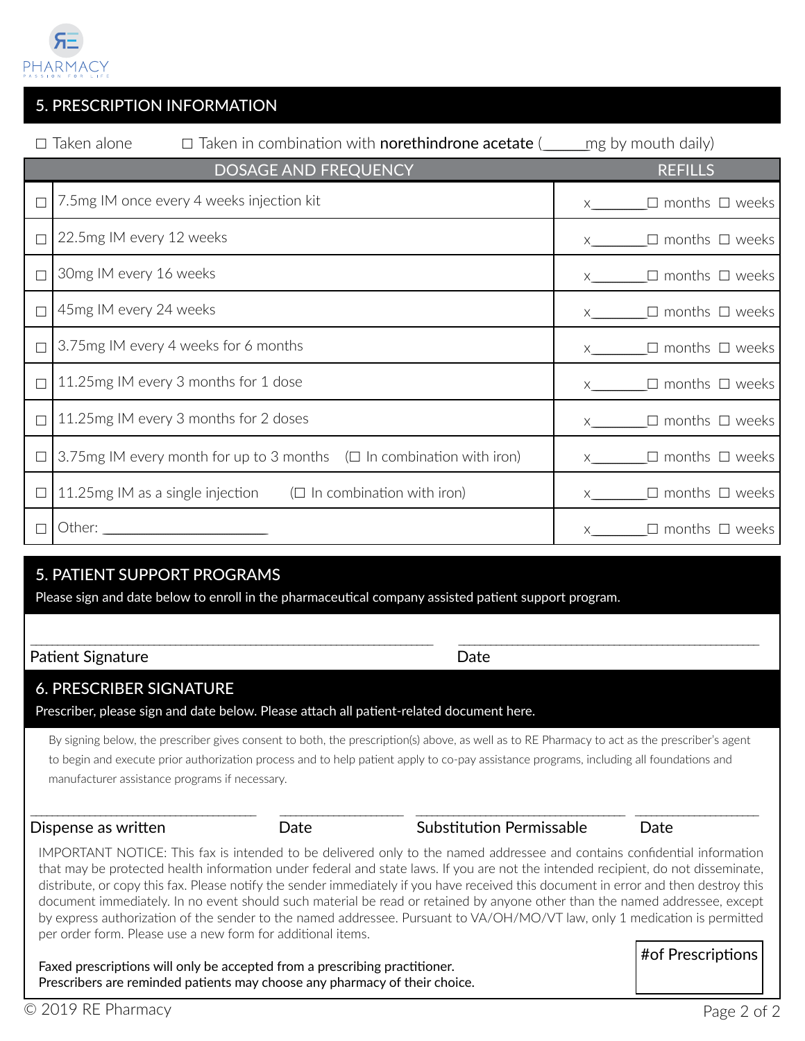RE PHARMACY

## 5. PRESCRIPTION INFORMATION

☐ Taken alone ☐ Taken in combination with **norethindrone acetate** (______mg by mouth daily)

| | DOSAGE AND FREQUENCY | REFILLS |
|---|---|---|
| ☐ | 7.5mg IM once every 4 weeks injection kit | x________☐ months ☐ weeks |
| ☐ | 22.5mg IM every 12 weeks | x________☐ months ☐ weeks |
| ☐ | 30mg IM every 16 weeks | x________☐ months ☐ weeks |
| ☐ | 45mg IM every 24 weeks | x________☐ months ☐ weeks |
| ☐ | 3.75mg IM every 4 weeks for 6 months | x________☐ months ☐ weeks |
| ☐ | 11.25mg IM every 3 months for 1 dose | x________☐ months ☐ weeks |
| ☐ | 11.25mg IM every 3 months for 2 doses | x________☐ months ☐ weeks |
| ☐ | 3.75mg IM every month for up to 3 months (☐ In combination with iron) | x________☐ months ☐ weeks |
| ☐ | 11.25mg IM as a single injection (☐ In combination with iron) | x________☐ months ☐ weeks |
| ☐ | Other: ______________________ | x________☐ months ☐ weeks |

## 5. PATIENT SUPPORT PROGRAMS

Please sign and date below to enroll in the pharmaceutical company assisted patient support program.

______________________________ ______________________________

Patient Signature Date

## 6. PRESCRIBER SIGNATURE

Prescriber, please sign and date below. Please attach all patient-related document here.

By signing below, the prescriber gives consent to both, the prescription(s) above, as well as to RE Pharmacy to act as the prescriber's agent to begin and execute prior authorization process and to help patient apply to co-pay assistance programs, including all foundations and manufacturer assistance programs if necessary.

______________________ ____________ ______________________ ____________

Dispense as written Date Substitution Permissable Date

IMPORTANT NOTICE: This fax is intended to be delivered only to the named addressee and contains confidential information that may be protected health information under federal and state laws. If you are not the intended recipient, do not disseminate, distribute, or copy this fax. Please notify the sender immediately if you have received this document in error and then destroy this document immediately. In no event should such material be read or retained by anyone other than the named addressee, except by express authorization of the sender to the named addressee. Pursuant to VA/OH/MO/VT law, only 1 medication is permitted per order form. Please use a new form for additional items.

Faxed prescriptions will only be accepted from a prescribing practitioner.
Prescribers are reminded patients may choose any pharmacy of their choice.

#of Prescriptions

© 2019 RE Pharmacy